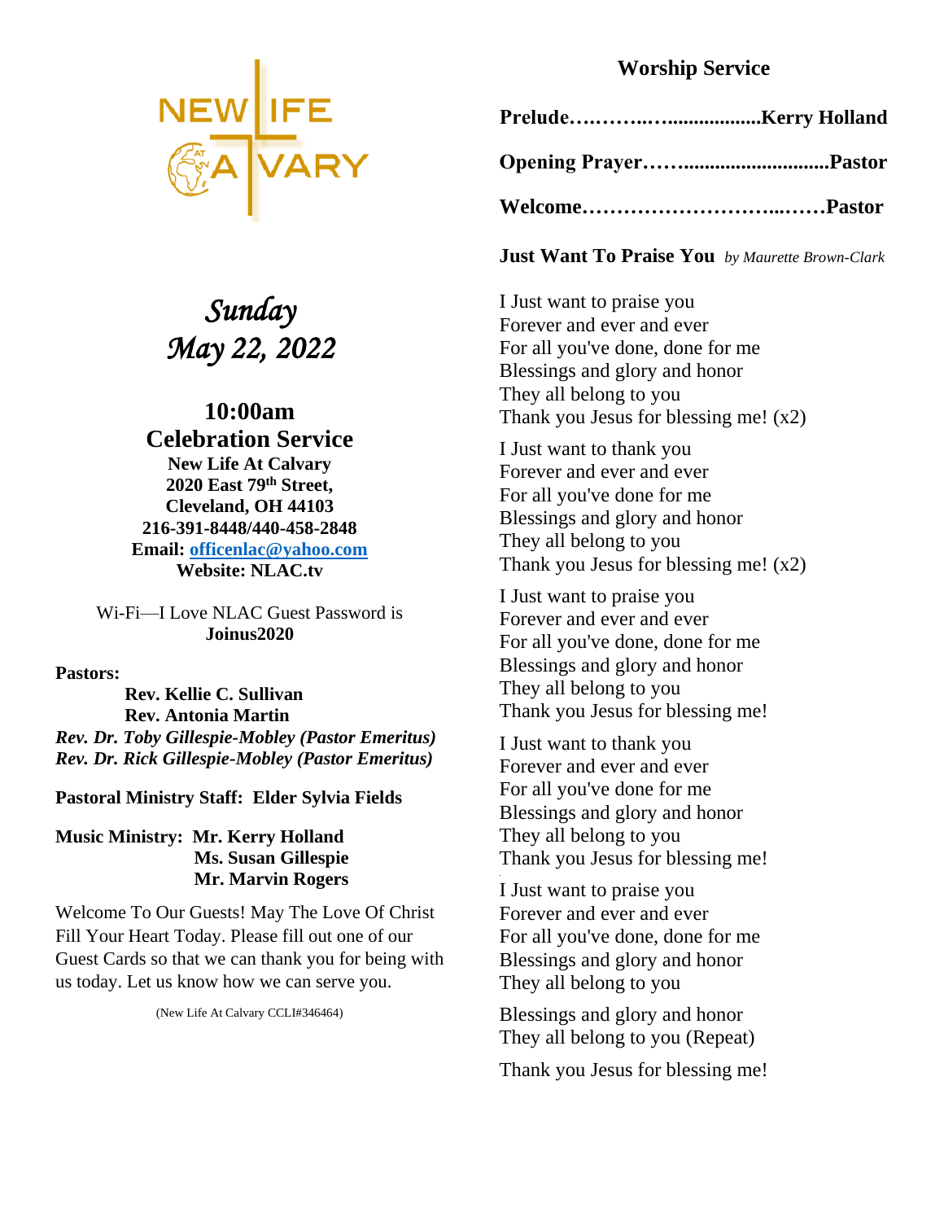NEW LIFE AT CALVARY

*Sunday*
*May 22, 2022*

**10:00am**
**Celebration Service**
**New Life At Calvary**
**2020 East 79th Street,**
**Cleveland, OH 44103**
**216-391-8448/440-458-2848**
**Email: officenlac@yahoo.com**
**Website: NLAC.tv**

Wi-Fi—I Love NLAC Guest Password is
**Joinus2020**

**Pastors:**
**Rev. Kellie C. Sullivan**
**Rev. Antonia Martin**
***Rev. Dr. Toby Gillespie-Mobley (Pastor Emeritus)***
***Rev. Dr. Rick Gillespie-Mobley (Pastor Emeritus)***

**Pastoral Ministry Staff: Elder Sylvia Fields**

**Music Ministry: Mr. Kerry Holland**
**Ms. Susan Gillespie**
**Mr. Marvin Rogers**

Welcome To Our Guests! May The Love Of Christ Fill Your Heart Today. Please fill out one of our Guest Cards so that we can thank you for being with us today. Let us know how we can serve you.

(New Life At Calvary CCLI#346464)

# Worship Service

**Prelude……….….................Kerry Holland**

**Opening Prayer……............................Pastor**

**Welcome………………………...……Pastor**

**Just Want To Praise You** *by Maurette Brown-Clark*

I Just want to praise you
Forever and ever and ever
For all you've done, done for me
Blessings and glory and honor
They all belong to you
Thank you Jesus for blessing me! (x2)

I Just want to thank you
Forever and ever and ever
For all you've done for me
Blessings and glory and honor
They all belong to you
Thank you Jesus for blessing me! (x2)

I Just want to praise you
Forever and ever and ever
For all you've done, done for me
Blessings and glory and honor
They all belong to you
Thank you Jesus for blessing me!

I Just want to thank you
Forever and ever and ever
For all you've done for me
Blessings and glory and honor
They all belong to you
Thank you Jesus for blessing me!

I Just want to praise you
Forever and ever and ever
For all you've done, done for me
Blessings and glory and honor
They all belong to you

Blessings and glory and honor
They all belong to you (Repeat)

Thank you Jesus for blessing me!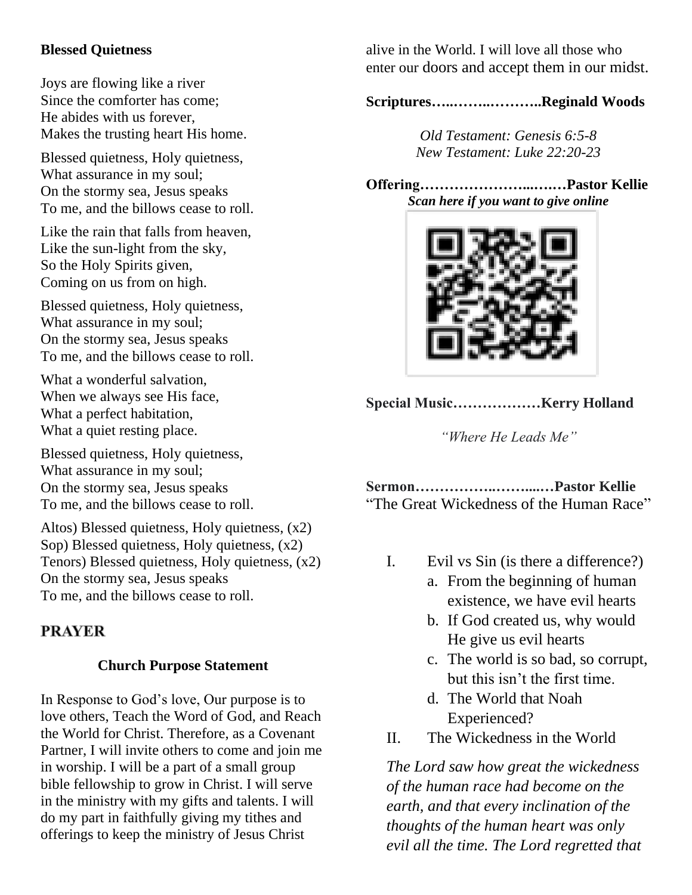**Blessed Quietness**

Joys are flowing like a river
Since the comforter has come;
He abides with us forever,
Makes the trusting heart His home.

Blessed quietness, Holy quietness,
What assurance in my soul;
On the stormy sea, Jesus speaks
To me, and the billows cease to roll.

Like the rain that falls from heaven,
Like the sun-light from the sky,
So the Holy Spirits given,
Coming on us from on high.

Blessed quietness, Holy quietness,
What assurance in my soul;
On the stormy sea, Jesus speaks
To me, and the billows cease to roll.

What a wonderful salvation,
When we always see His face,
What a perfect habitation,
What a quiet resting place.

Blessed quietness, Holy quietness,
What assurance in my soul;
On the stormy sea, Jesus speaks
To me, and the billows cease to roll.

Altos) Blessed quietness, Holy quietness, (x2)
Sop) Blessed quietness, Holy quietness, (x2)
Tenors) Blessed quietness, Holy quietness, (x2)
On the stormy sea, Jesus speaks
To me, and the billows cease to roll.

## PRAYER

**Church Purpose Statement**

In Response to God's love, Our purpose is to love others, Teach the Word of God, and Reach the World for Christ. Therefore, as a Covenant Partner, I will invite others to come and join me in worship. I will be a part of a small group bible fellowship to grow in Christ. I will serve in the ministry with my gifts and talents. I will do my part in faithfully giving my tithes and offerings to keep the ministry of Jesus Christ alive in the World. I will love all those who enter our doors and accept them in our midst.

**Scriptures…..……..………..Reginald Woods**

*Old Testament: Genesis 6:5-8*
*New Testament: Luke 22:20-23*

**Offering…………………...….…Pastor Kellie**

***Scan here if you want to give online***

**Special Music………………Kerry Holland**

*"Where He Leads Me"*

**Sermon…………….……...…Pastor Kellie**
"The Great Wickedness of the Human Race"

I. Evil vs Sin (is there a difference?)
   a. From the beginning of human existence, we have evil hearts
   b. If God created us, why would He give us evil hearts
   c. The world is so bad, so corrupt, but this isn't the first time.
   d. The World that Noah Experienced?

II. The Wickedness in the World

*The Lord saw how great the wickedness of the human race had become on the earth, and that every inclination of the thoughts of the human heart was only evil all the time. The Lord regretted that*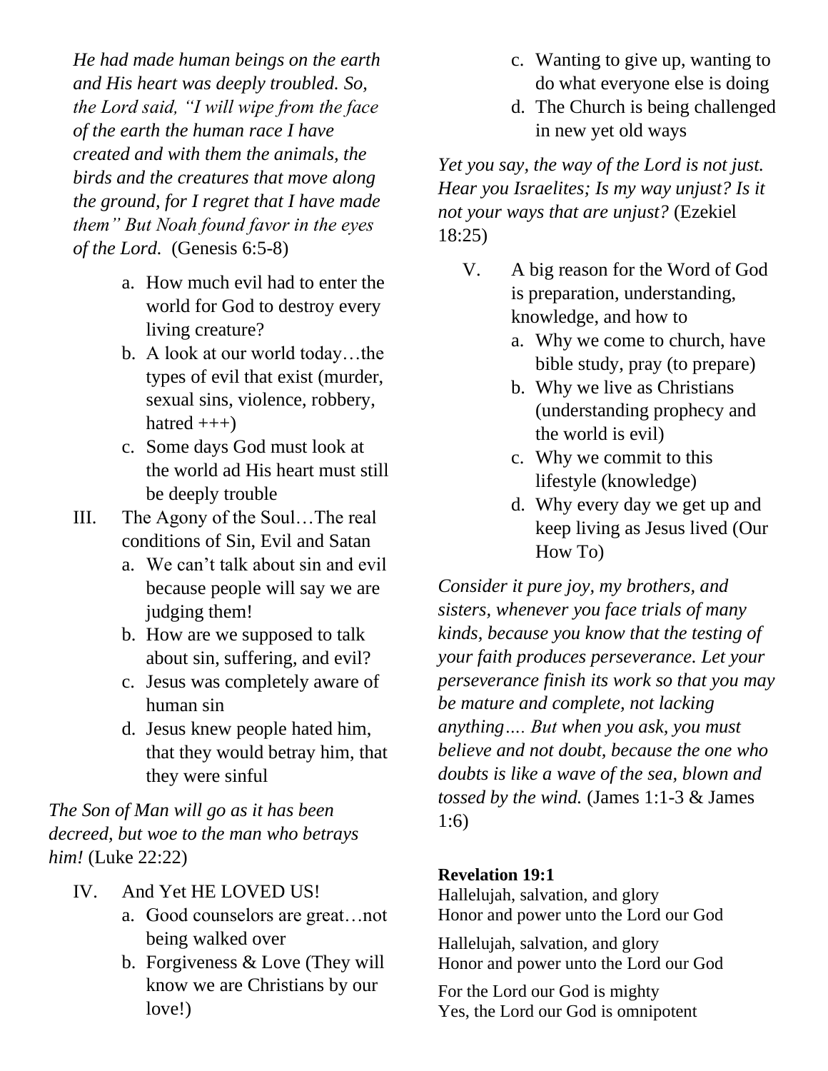*He had made human beings on the earth and His heart was deeply troubled. So, the Lord said, "I will wipe from the face of the earth the human race I have created and with them the animals, the birds and the creatures that move along the ground, for I regret that I have made them" But Noah found favor in the eyes of the Lord.* (Genesis 6:5-8)

  a. How much evil had to enter the world for God to destroy every living creature?
  b. A look at our world today…the types of evil that exist (murder, sexual sins, violence, robbery, hatred +++)
  c. Some days God must look at the world ad His heart must still be deeply trouble

III. The Agony of the Soul…The real conditions of Sin, Evil and Satan
  a. We can't talk about sin and evil because people will say we are judging them!
  b. How are we supposed to talk about sin, suffering, and evil?
  c. Jesus was completely aware of human sin
  d. Jesus knew people hated him, that they would betray him, that they were sinful

*The Son of Man will go as it has been decreed, but woe to the man who betrays him!* (Luke 22:22)

IV. And Yet HE LOVED US!
  a. Good counselors are great…not being walked over
  b. Forgiveness & Love (They will know we are Christians by our love!)
  c. Wanting to give up, wanting to do what everyone else is doing
  d. The Church is being challenged in new yet old ways

*Yet you say, the way of the Lord is not just. Hear you Israelites; Is my way unjust? Is it not your ways that are unjust?* (Ezekiel 18:25)

V. A big reason for the Word of God is preparation, understanding, knowledge, and how to
  a. Why we come to church, have bible study, pray (to prepare)
  b. Why we live as Christians (understanding prophecy and the world is evil)
  c. Why we commit to this lifestyle (knowledge)
  d. Why every day we get up and keep living as Jesus lived (Our How To)

*Consider it pure joy, my brothers, and sisters, whenever you face trials of many kinds, because you know that the testing of your faith produces perseverance. Let your perseverance finish its work so that you may be mature and complete, not lacking anything…. But when you ask, you must believe and not doubt, because the one who doubts is like a wave of the sea, blown and tossed by the wind.* (James 1:1-3 & James 1:6)

**Revelation 19:1**

Hallelujah, salvation, and glory
Honor and power unto the Lord our God

Hallelujah, salvation, and glory
Honor and power unto the Lord our God

For the Lord our God is mighty
Yes, the Lord our God is omnipotent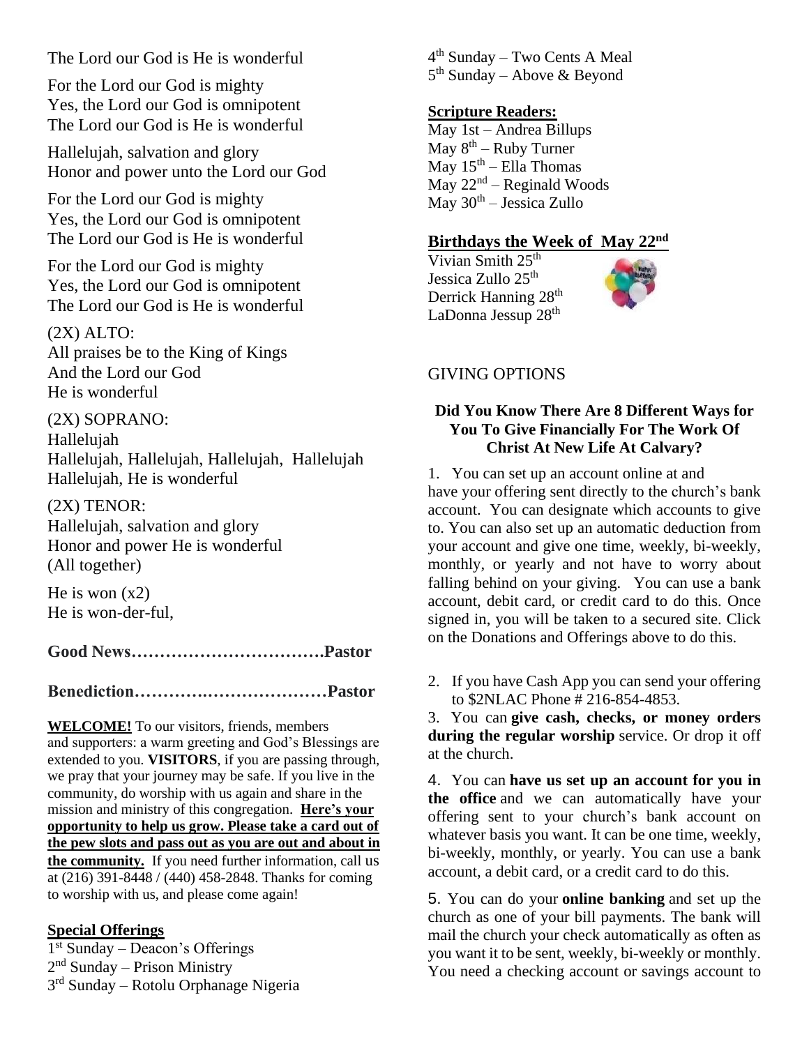The Lord our God is He is wonderful

For the Lord our God is mighty
Yes, the Lord our God is omnipotent
The Lord our God is He is wonderful

Hallelujah, salvation and glory
Honor and power unto the Lord our God

For the Lord our God is mighty
Yes, the Lord our God is omnipotent
The Lord our God is He is wonderful

For the Lord our God is mighty
Yes, the Lord our God is omnipotent
The Lord our God is He is wonderful

(2X) ALTO:
All praises be to the King of Kings
And the Lord our God
He is wonderful

(2X) SOPRANO:
Hallelujah
Hallelujah, Hallelujah, Hallelujah, Hallelujah
Hallelujah, He is wonderful

(2X) TENOR:
Hallelujah, salvation and glory
Honor and power He is wonderful
(All together)

He is won (x2)
He is won-der-ful,

**Good News…………………………….Pastor**

**Benediction…………….……………Pastor**

**WELCOME!** To our visitors, friends, members and supporters: a warm greeting and God's Blessings are extended to you. **VISITORS**, if you are passing through, we pray that your journey may be safe. If you live in the community, do worship with us again and share in the mission and ministry of this congregation. **Here's your opportunity to help us grow. Please take a card out of the pew slots and pass out as you are out and about in the community.** If you need further information, call us at (216) 391-8448 / (440) 458-2848. Thanks for coming to worship with us, and please come again!

**Special Offerings**

1st Sunday – Deacon's Offerings
2nd Sunday – Prison Ministry
3rd Sunday – Rotolu Orphanage Nigeria
4th Sunday – Two Cents A Meal
5th Sunday – Above & Beyond

**Scripture Readers:**

May 1st – Andrea Billups
May 8th – Ruby Turner
May 15th – Ella Thomas
May 22nd – Reginald Woods
May 30th – Jessica Zullo

## Birthdays the Week of May 22nd

Vivian Smith 25th
Jessica Zullo 25th
Derrick Hanning 28th
LaDonna Jessup 28th

GIVING OPTIONS

**Did You Know There Are 8 Different Ways for You To Give Financially For The Work Of Christ At New Life At Calvary?**

1. You can set up an account online at and have your offering sent directly to the church's bank account. You can designate which accounts to give to. You can also set up an automatic deduction from your account and give one time, weekly, bi-weekly, monthly, or yearly and not have to worry about falling behind on your giving. You can use a bank account, debit card, or credit card to do this. Once signed in, you will be taken to a secured site. Click on the Donations and Offerings above to do this.

2. If you have Cash App you can send your offering to $2NLAC Phone # 216-854-4853.

3. You can **give cash, checks, or money orders during the regular worship** service. Or drop it off at the church.

4. You can **have us set up an account for you in the office** and we can automatically have your offering sent to your church's bank account on whatever basis you want. It can be one time, weekly, bi-weekly, monthly, or yearly. You can use a bank account, a debit card, or a credit card to do this.

5. You can do your **online banking** and set up the church as one of your bill payments. The bank will mail the church your check automatically as often as you want it to be sent, weekly, bi-weekly or monthly. You need a checking account or savings account to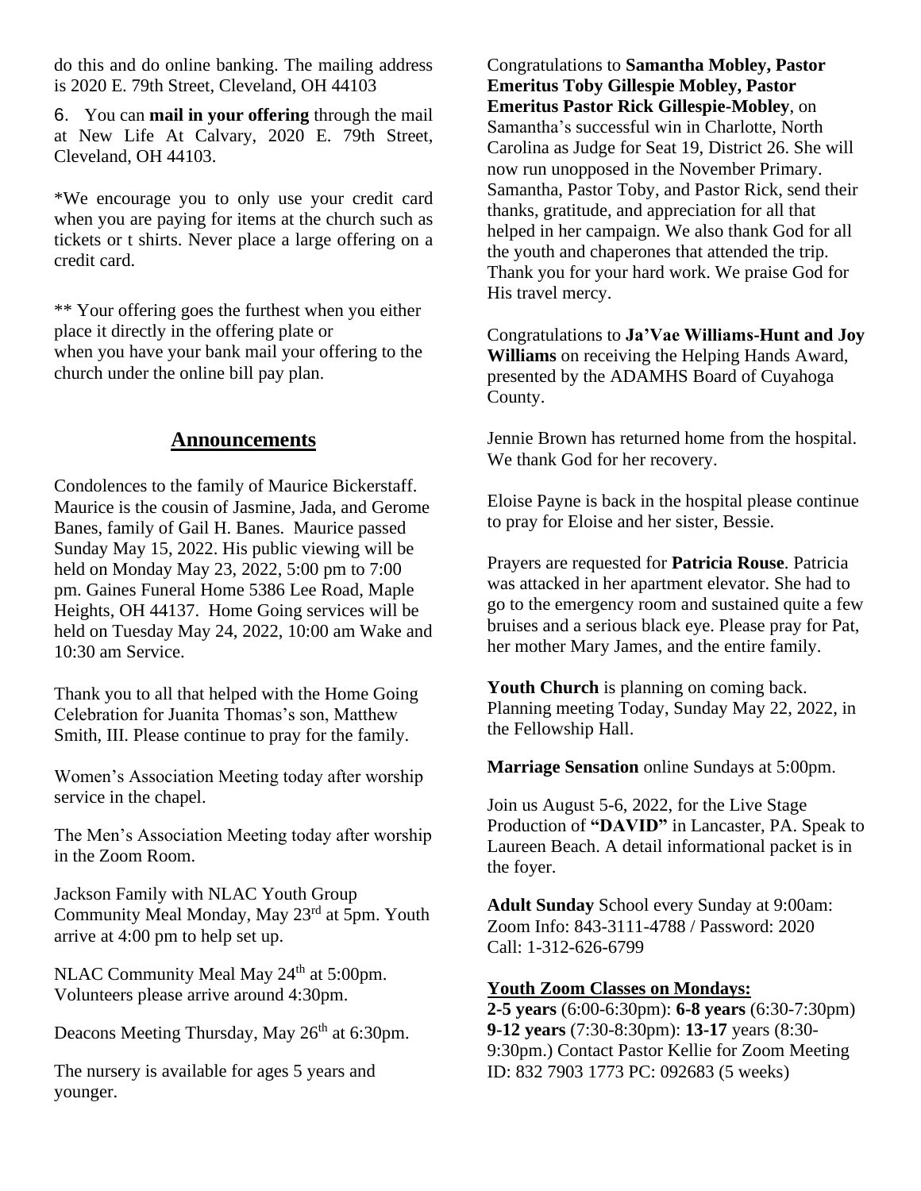do this and do online banking. The mailing address is 2020 E. 79th Street, Cleveland, OH 44103

6. You can **mail in your offering** through the mail at New Life At Calvary, 2020 E. 79th Street, Cleveland, OH 44103.

*We encourage you to only use your credit card when you are paying for items at the church such as tickets or t shirts. Never place a large offering on a credit card.

** Your offering goes the furthest when you either place it directly in the offering plate or when you have your bank mail your offering to the church under the online bill pay plan.

## Announcements

Condolences to the family of Maurice Bickerstaff. Maurice is the cousin of Jasmine, Jada, and Gerome Banes, family of Gail H. Banes. Maurice passed Sunday May 15, 2022. His public viewing will be held on Monday May 23, 2022, 5:00 pm to 7:00 pm. Gaines Funeral Home 5386 Lee Road, Maple Heights, OH 44137. Home Going services will be held on Tuesday May 24, 2022, 10:00 am Wake and 10:30 am Service.

Thank you to all that helped with the Home Going Celebration for Juanita Thomas's son, Matthew Smith, III. Please continue to pray for the family.

Women's Association Meeting today after worship service in the chapel.

The Men's Association Meeting today after worship in the Zoom Room.

Jackson Family with NLAC Youth Group Community Meal Monday, May 23rd at 5pm. Youth arrive at 4:00 pm to help set up.

NLAC Community Meal May 24th at 5:00pm. Volunteers please arrive around 4:30pm.

Deacons Meeting Thursday, May 26th at 6:30pm.

The nursery is available for ages 5 years and younger.

Congratulations to **Samantha Mobley, Pastor Emeritus Toby Gillespie Mobley, Pastor Emeritus Pastor Rick Gillespie-Mobley**, on Samantha's successful win in Charlotte, North Carolina as Judge for Seat 19, District 26. She will now run unopposed in the November Primary. Samantha, Pastor Toby, and Pastor Rick, send their thanks, gratitude, and appreciation for all that helped in her campaign. We also thank God for all the youth and chaperones that attended the trip. Thank you for your hard work. We praise God for His travel mercy.

Congratulations to **Ja'Vae Williams-Hunt and Joy Williams** on receiving the Helping Hands Award, presented by the ADAMHS Board of Cuyahoga County.

Jennie Brown has returned home from the hospital. We thank God for her recovery.

Eloise Payne is back in the hospital please continue to pray for Eloise and her sister, Bessie.

Prayers are requested for **Patricia Rouse**. Patricia was attacked in her apartment elevator. She had to go to the emergency room and sustained quite a few bruises and a serious black eye. Please pray for Pat, her mother Mary James, and the entire family.

**Youth Church** is planning on coming back. Planning meeting Today, Sunday May 22, 2022, in the Fellowship Hall.

**Marriage Sensation** online Sundays at 5:00pm.

Join us August 5-6, 2022, for the Live Stage Production of **"DAVID"** in Lancaster, PA. Speak to Laureen Beach. A detail informational packet is in the foyer.

**Adult Sunday** School every Sunday at 9:00am: Zoom Info: 843-3111-4788 / Password: 2020 Call: 1-312-626-6799

**Youth Zoom Classes on Mondays:**
**2-5 years** (6:00-6:30pm): **6-8 years** (6:30-7:30pm) **9-12 years** (7:30-8:30pm): **13-17** years (8:30-9:30pm.) Contact Pastor Kellie for Zoom Meeting ID: 832 7903 1773 PC: 092683 (5 weeks)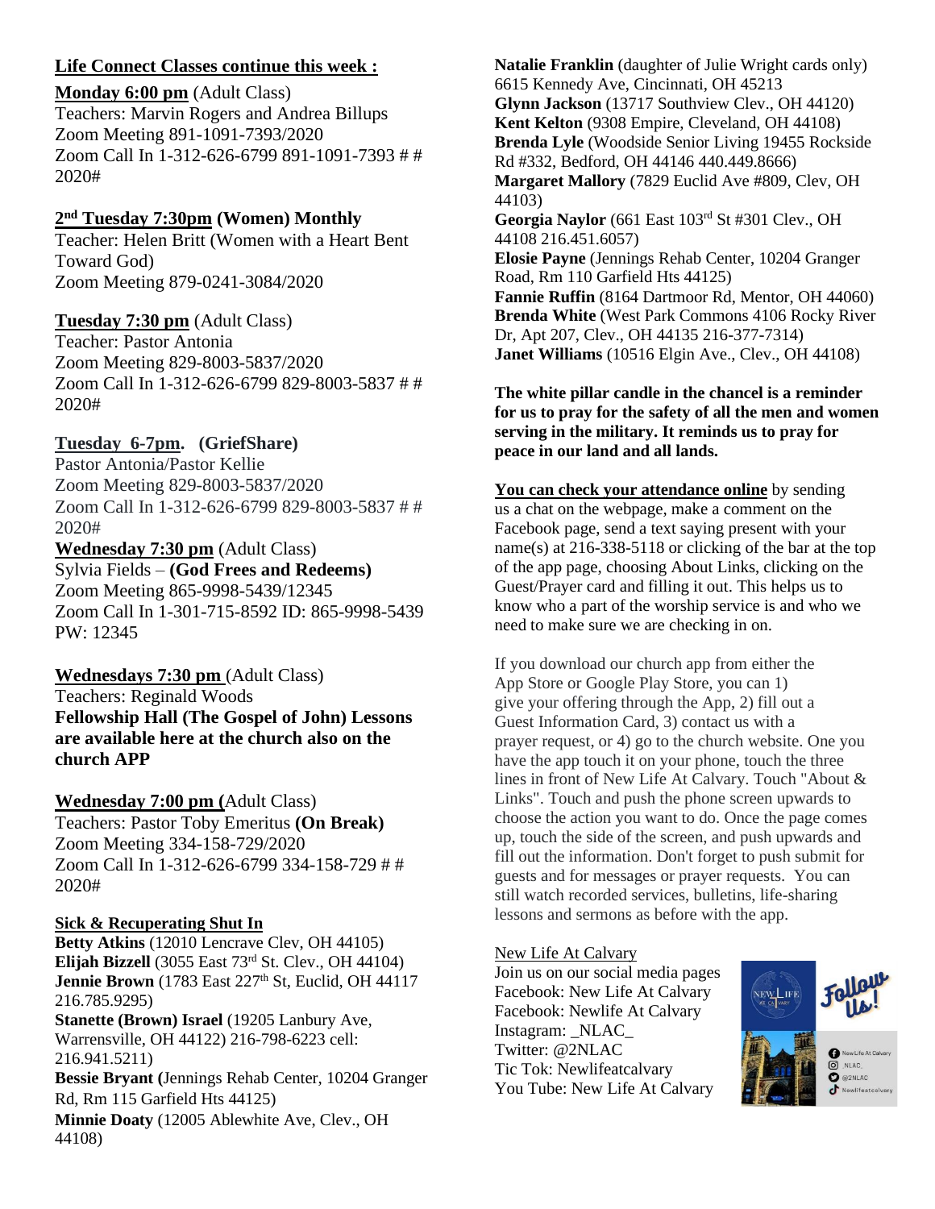**Life Connect Classes continue this week :**

**Monday 6:00 pm** (Adult Class)
Teachers: Marvin Rogers and Andrea Billups
Zoom Meeting 891-1091-7393/2020
Zoom Call In 1-312-626-6799 891-1091-7393 # # 2020#

**2nd Tuesday 7:30pm (Women) Monthly**
Teacher: Helen Britt (Women with a Heart Bent Toward God)
Zoom Meeting 879-0241-3084/2020

**Tuesday 7:30 pm** (Adult Class)
Teacher: Pastor Antonia
Zoom Meeting 829-8003-5837/2020
Zoom Call In 1-312-626-6799 829-8003-5837 # # 2020#

**Tuesday 6-7pm. (GriefShare)**
Pastor Antonia/Pastor Kellie
Zoom Meeting 829-8003-5837/2020
Zoom Call In 1-312-626-6799 829-8003-5837 # # 2020#

**Wednesday 7:30 pm** (Adult Class)
Sylvia Fields – **(God Frees and Redeems)**
Zoom Meeting 865-9998-5439/12345
Zoom Call In 1-301-715-8592 ID: 865-9998-5439 PW: 12345

**Wednesdays 7:30 pm** (Adult Class)
Teachers: Reginald Woods
**Fellowship Hall (The Gospel of John) Lessons are available here at the church also on the church APP**

**Wednesday 7:00 pm** (Adult Class)
Teachers: Pastor Toby Emeritus **(On Break)**
Zoom Meeting 334-158-729/2020
Zoom Call In 1-312-626-6799 334-158-729 # # 2020#

**Sick & Recuperating Shut In**

**Betty Atkins** (12010 Lencrave Clev, OH 44105)
**Elijah Bizzell** (3055 East 73rd St. Clev., OH 44104)
**Jennie Brown** (1783 East 227th St, Euclid, OH 44117 216.785.9295)
**Stanette (Brown) Israel** (19205 Lanbury Ave, Warrensville, OH 44122) 216-798-6223 cell: 216.941.5211)
**Bessie Bryant** (Jennings Rehab Center, 10204 Granger Rd, Rm 115 Garfield Hts 44125)
**Minnie Doaty** (12005 Ablewhite Ave, Clev., OH 44108)
**Natalie Franklin** (daughter of Julie Wright cards only) 6615 Kennedy Ave, Cincinnati, OH 45213
**Glynn Jackson** (13717 Southview Clev., OH 44120)
**Kent Kelton** (9308 Empire, Cleveland, OH 44108)
**Brenda Lyle** (Woodside Senior Living 19455 Rockside Rd #332, Bedford, OH 44146 440.449.8666)
**Margaret Mallory** (7829 Euclid Ave #809, Clev, OH 44103)
**Georgia Naylor** (661 East 103rd St #301 Clev., OH 44108 216.451.6057)
**Elosie Payne** (Jennings Rehab Center, 10204 Granger Road, Rm 110 Garfield Hts 44125)
**Fannie Ruffin** (8164 Dartmoor Rd, Mentor, OH 44060)
**Brenda White** (West Park Commons 4106 Rocky River Dr, Apt 207, Clev., OH 44135 216-377-7314)
**Janet Williams** (10516 Elgin Ave., Clev., OH 44108)

**The white pillar candle in the chancel is a reminder for us to pray for the safety of all the men and women serving in the military. It reminds us to pray for peace in our land and all lands.**

**You can check your attendance online** by sending us a chat on the webpage, make a comment on the Facebook page, send a text saying present with your name(s) at 216-338-5118 or clicking of the bar at the top of the app page, choosing About Links, clicking on the Guest/Prayer card and filling it out. This helps us to know who a part of the worship service is and who we need to make sure we are checking in on.

If you download our church app from either the App Store or Google Play Store, you can 1) give your offering through the App, 2) fill out a Guest Information Card, 3) contact us with a prayer request, or 4) go to the church website. One you have the app touch it on your phone, touch the three lines in front of New Life At Calvary. Touch "About & Links". Touch and push the phone screen upwards to choose the action you want to do. Once the page comes up, touch the side of the screen, and push upwards and fill out the information. Don't forget to push submit for guests and for messages or prayer requests. You can still watch recorded services, bulletins, life-sharing lessons and sermons as before with the app.

New Life At Calvary
Join us on our social media pages
Facebook: New Life At Calvary
Facebook: Newlife At Calvary
Instagram: _NLAC_
Twitter: @2NLAC
Tic Tok: Newlifeatcalvary
You Tube: New Life At Calvary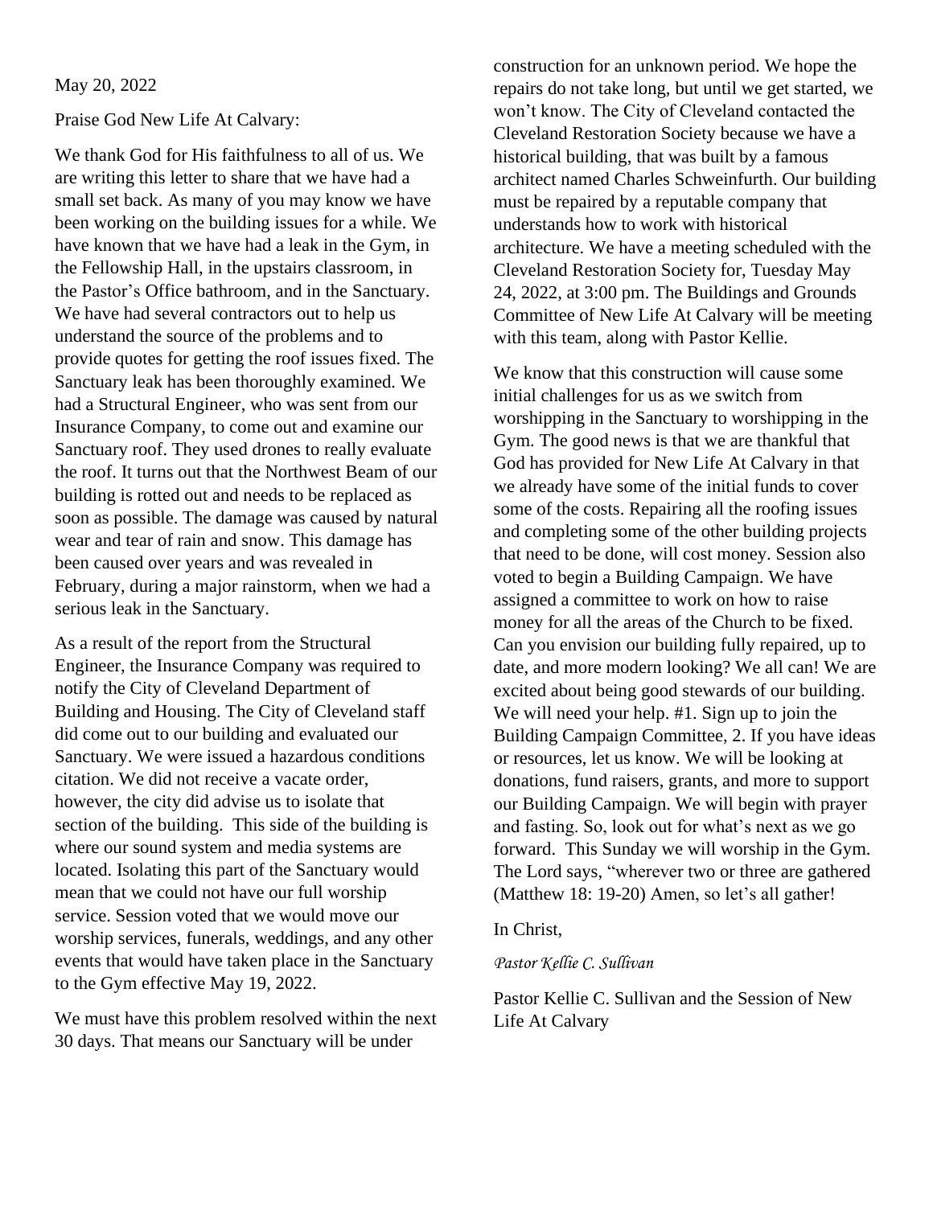May 20, 2022

Praise God New Life At Calvary:

We thank God for His faithfulness to all of us. We are writing this letter to share that we have had a small set back. As many of you may know we have been working on the building issues for a while. We have known that we have had a leak in the Gym, in the Fellowship Hall, in the upstairs classroom, in the Pastor's Office bathroom, and in the Sanctuary. We have had several contractors out to help us understand the source of the problems and to provide quotes for getting the roof issues fixed. The Sanctuary leak has been thoroughly examined. We had a Structural Engineer, who was sent from our Insurance Company, to come out and examine our Sanctuary roof. They used drones to really evaluate the roof. It turns out that the Northwest Beam of our building is rotted out and needs to be replaced as soon as possible. The damage was caused by natural wear and tear of rain and snow. This damage has been caused over years and was revealed in February, during a major rainstorm, when we had a serious leak in the Sanctuary.

As a result of the report from the Structural Engineer, the Insurance Company was required to notify the City of Cleveland Department of Building and Housing. The City of Cleveland staff did come out to our building and evaluated our Sanctuary. We were issued a hazardous conditions citation. We did not receive a vacate order, however, the city did advise us to isolate that section of the building. This side of the building is where our sound system and media systems are located. Isolating this part of the Sanctuary would mean that we could not have our full worship service. Session voted that we would move our worship services, funerals, weddings, and any other events that would have taken place in the Sanctuary to the Gym effective May 19, 2022.

We must have this problem resolved within the next 30 days. That means our Sanctuary will be under construction for an unknown period. We hope the repairs do not take long, but until we get started, we won't know. The City of Cleveland contacted the Cleveland Restoration Society because we have a historical building, that was built by a famous architect named Charles Schweinfurth. Our building must be repaired by a reputable company that understands how to work with historical architecture. We have a meeting scheduled with the Cleveland Restoration Society for, Tuesday May 24, 2022, at 3:00 pm. The Buildings and Grounds Committee of New Life At Calvary will be meeting with this team, along with Pastor Kellie.

We know that this construction will cause some initial challenges for us as we switch from worshipping in the Sanctuary to worshipping in the Gym. The good news is that we are thankful that God has provided for New Life At Calvary in that we already have some of the initial funds to cover some of the costs. Repairing all the roofing issues and completing some of the other building projects that need to be done, will cost money. Session also voted to begin a Building Campaign. We have assigned a committee to work on how to raise money for all the areas of the Church to be fixed. Can you envision our building fully repaired, up to date, and more modern looking? We all can! We are excited about being good stewards of our building. We will need your help. #1. Sign up to join the Building Campaign Committee, 2. If you have ideas or resources, let us know. We will be looking at donations, fund raisers, grants, and more to support our Building Campaign. We will begin with prayer and fasting. So, look out for what's next as we go forward. This Sunday we will worship in the Gym. The Lord says, "wherever two or three are gathered (Matthew 18: 19-20) Amen, so let's all gather!

In Christ,

*Pastor Kellie C. Sullivan*

Pastor Kellie C. Sullivan and the Session of New Life At Calvary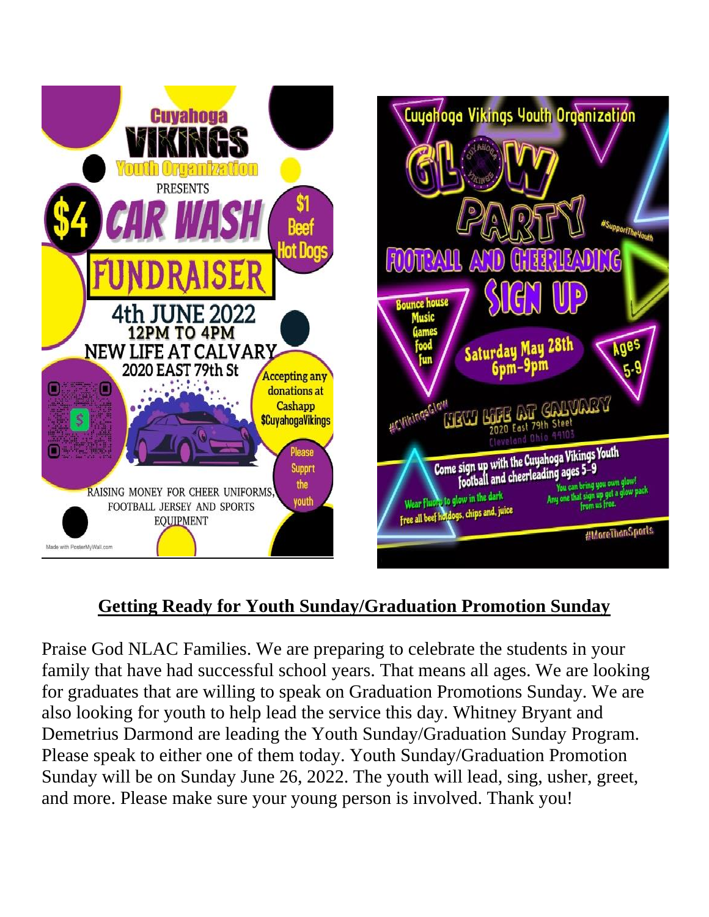Cuyahoga VIKINGS Youth Organization PRESENTS

$4 CAR WASH FUNDRAISER

$1 Beef Hot Dogs

4th JUNE 2022
12PM TO 4PM
NEW LIFE AT CALVARY
2020 EAST 79th St

Accepting any donations at Cashapp $CuyahogaVikings

Please Supprt the youth

RAISING MONEY FOR CHEER UNIFORMS, FOOTBALL JERSEY AND SPORTS EQUIPMENT

Made with PosterMyWall.com

Cuyahoga Vikings Youth Organization

GLOW PARTY

#SupportTheYouth

FOOTBALL AND CHEERLEADING SIGN UP

Bounce house
Music
Games
food
fun

Saturday May 28th
6pm-9pm

Ages 5-9

#CVikingsGlow

NEW LIFE AT CALVARY
2020 East 79th Steet
Cleveland Ohio 44103

Come sign up with the Cuyahoga Vikings Youth football and cheerleading ages 5-9

Wear Fluoro to glow in the dark
Free all beef hotdogs, chips and, juice

You can bring you own glow! Any one that sign up get a glow pack from us free.

#MoreThanSports

## Getting Ready for Youth Sunday/Graduation Promotion Sunday

Praise God NLAC Families. We are preparing to celebrate the students in your family that have had successful school years. That means all ages. We are looking for graduates that are willing to speak on Graduation Promotions Sunday. We are also looking for youth to help lead the service this day. Whitney Bryant and Demetrius Darmond are leading the Youth Sunday/Graduation Sunday Program. Please speak to either one of them today. Youth Sunday/Graduation Promotion Sunday will be on Sunday June 26, 2022. The youth will lead, sing, usher, greet, and more. Please make sure your young person is involved. Thank you!